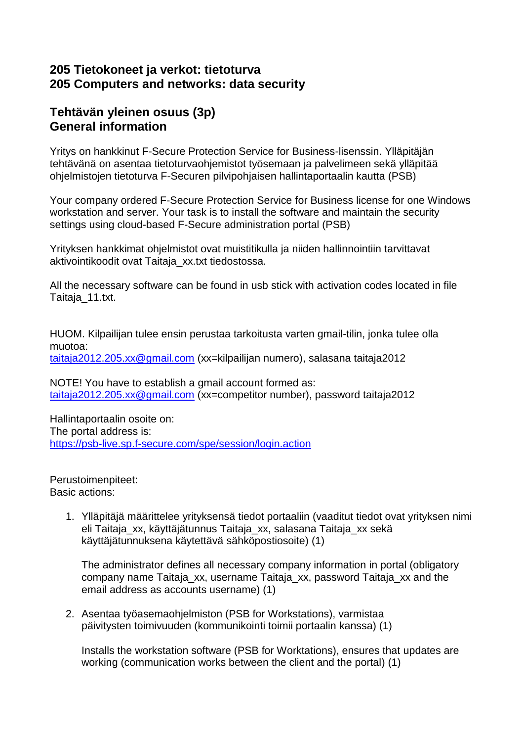## 205 Tietokoneet ja verkot: tietoturva
## 205 Computers and networks: data security

### Tehtävän yleinen osuus (3p)
### General information

Yritys on hankkinut F-Secure Protection Service for Business-lisenssin. Ylläpitäjän tehtävänä on asentaa tietoturvaohjemistot työsemaan ja palvelimeen sekä ylläpitää ohjelmistojen tietoturva F-Securen pilvipohjaisen hallintaportaalin kautta (PSB)

Your company ordered F-Secure Protection Service for Business license for one Windows workstation and server. Your task is to install the software and maintain the security settings using cloud-based F-Secure administration portal (PSB)

Yrityksen hankkimat ohjelmistot ovat muistitikulla ja niiden hallinnointiin tarvittavat aktivointikoodit ovat Taitaja_xx.txt tiedostossa.

All the necessary software can be found in usb stick with activation codes located in file Taitaja_11.txt.

HUOM. Kilpailijan tulee ensin perustaa tarkoitusta varten gmail-tilin, jonka tulee olla muotoa:
taitaja2012.205.xx@gmail.com (xx=kilpailijan numero), salasana taitaja2012

NOTE! You have to establish a gmail account formed as:
taitaja2012.205.xx@gmail.com (xx=competitor number), password taitaja2012

Hallintaportaalin osoite on:
The portal address is:
https://psb-live.sp.f-secure.com/spe/session/login.action

Perustoimenpiteet:
Basic actions:

1. Ylläpitäjä määrittelee yrityksensä tiedot portaaliin (vaaditut tiedot ovat yrityksen nimi eli Taitaja_xx, käyttäjätunnus Taitaja_xx, salasana Taitaja_xx sekä käyttäjätunnuksena käytettävä sähköpostiosoite) (1)

   The administrator defines all necessary company information in portal (obligatory company name Taitaja_xx, username Taitaja_xx, password Taitaja_xx and the email address as accounts username) (1)

2. Asentaa työasemaohjelmiston (PSB for Workstations), varmistaa päivitysten toimivuuden (kommunikointi toimii portaalin kanssa) (1)

   Installs the workstation software (PSB for Worktations), ensures that updates are working (communication works between the client and the portal) (1)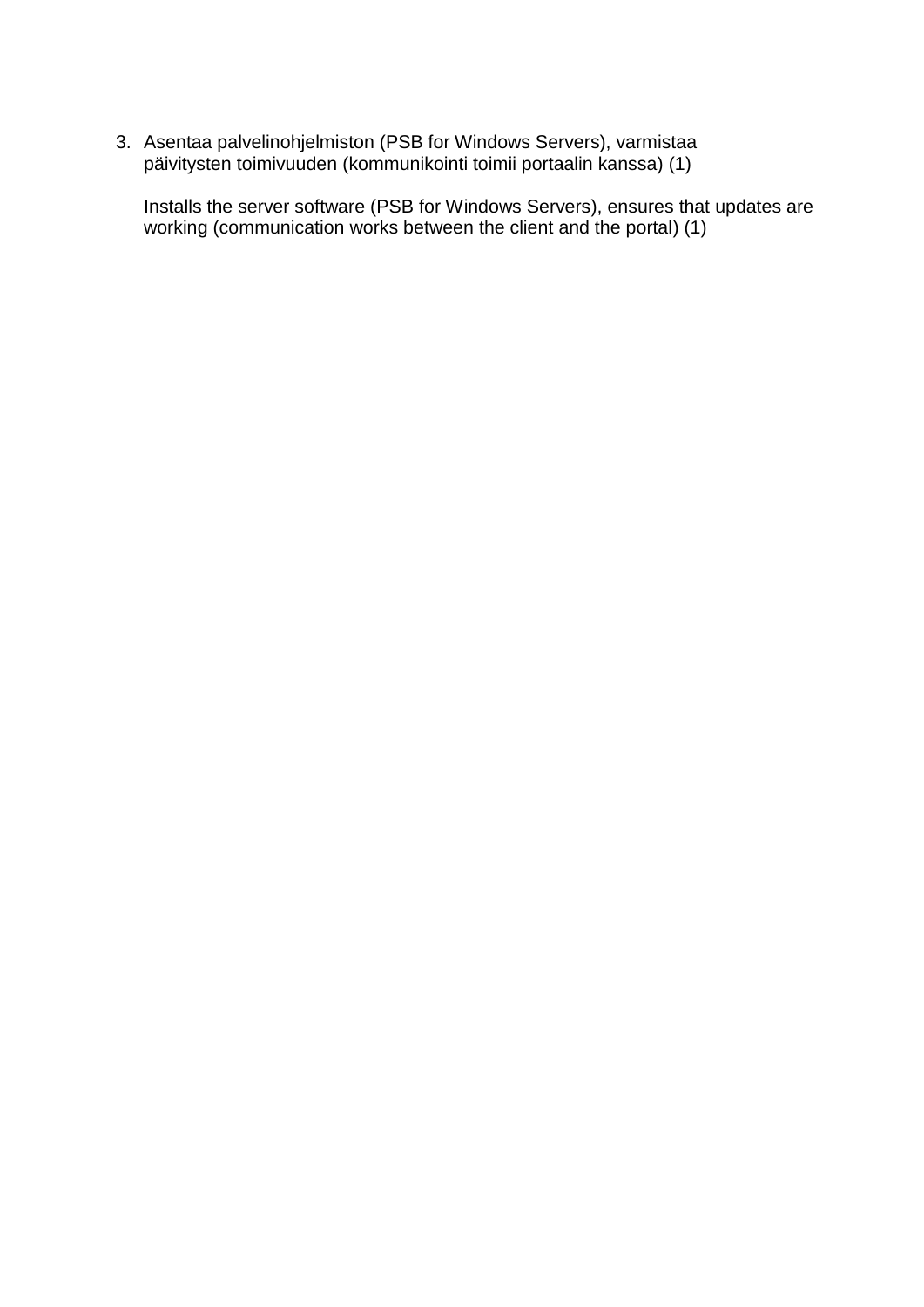3. Asentaa palvelinohjelmiston (PSB for Windows Servers), varmistaa päivitysten toimivuuden (kommunikointi toimii portaalin kanssa) (1)

   Installs the server software (PSB for Windows Servers), ensures that updates are working (communication works between the client and the portal) (1)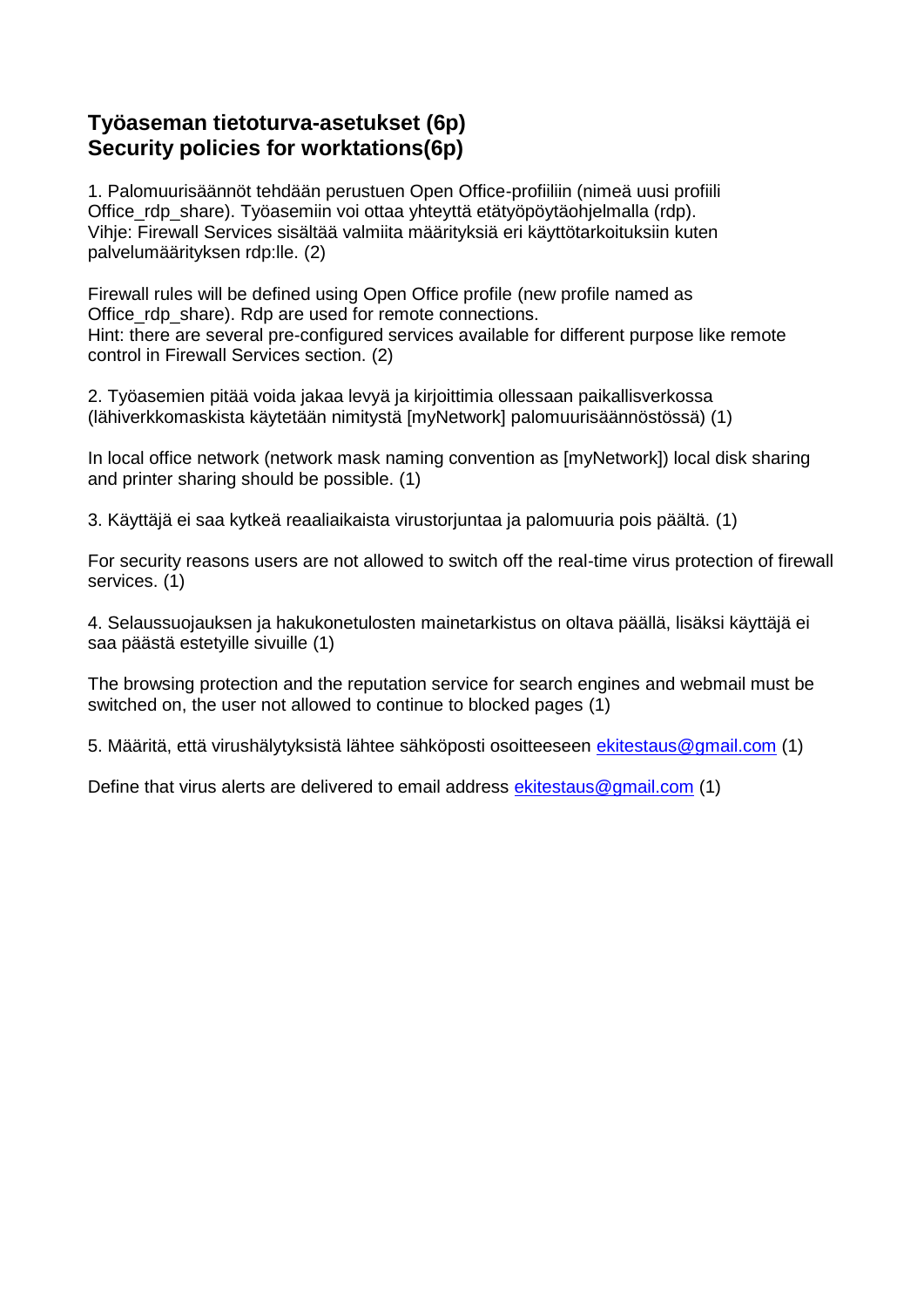## Työaseman tietoturva-asetukset (6p)
## Security policies for worktations(6p)

1. Palomuurisäännöt tehdään perustuen Open Office-profiiliin (nimeä uusi profiili Office_rdp_share). Työasemiin voi ottaa yhteyttä etätyöpöytäohjelmalla (rdp). Vihje: Firewall Services sisältää valmiita määrityksiä eri käyttötarkoituksiin kuten palvelumäärityksen rdp:lle. (2)

Firewall rules will be defined using Open Office profile (new profile named as Office_rdp_share). Rdp are used for remote connections.
Hint: there are several pre-configured services available for different purpose like remote control in Firewall Services section. (2)

2. Työasemien pitää voida jakaa levyä ja kirjoittimia ollessaan paikallisverkossa (lähiverkkomaskista käytetään nimitystä [myNetwork] palomuurisäännöstössä) (1)

In local office network (network mask naming convention as [myNetwork]) local disk sharing and printer sharing should be possible. (1)

3. Käyttäjä ei saa kytkeä reaaliaikaista virustorjuntaa ja palomuuria pois päältä. (1)

For security reasons users are not allowed to switch off the real-time virus protection of firewall services. (1)

4. Selaussuojauksen ja hakukonetulosten mainetarkistus on oltava päällä, lisäksi käyttäjä ei saa päästä estetyille sivuille (1)

The browsing protection and the reputation service for search engines and webmail must be switched on, the user not allowed to continue to blocked pages (1)

5. Määritä, että virushälytyksistä lähtee sähköposti osoitteeseen ekitestaus@gmail.com (1)

Define that virus alerts are delivered to email address ekitestaus@gmail.com (1)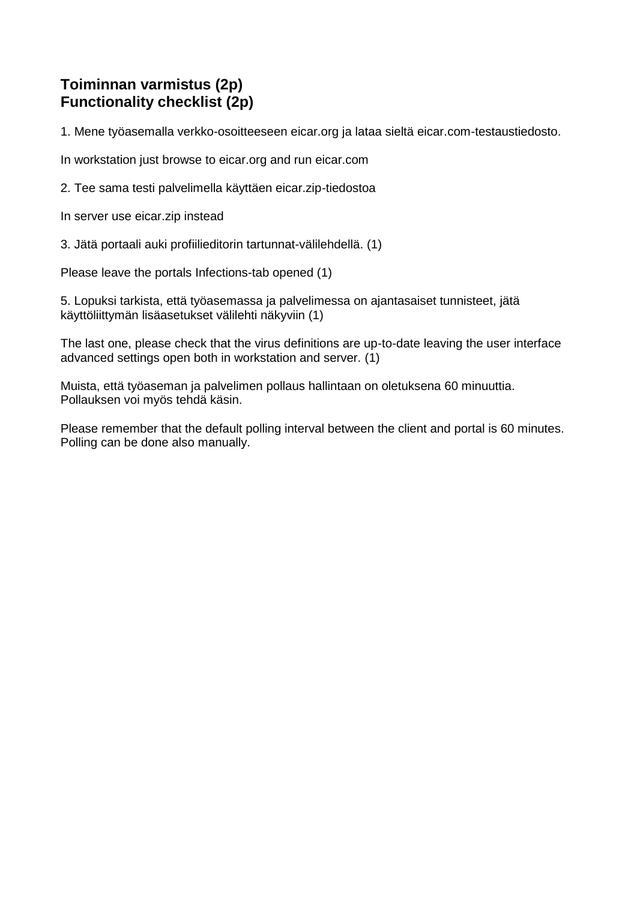## Toiminnan varmistus (2p)
## Functionality checklist (2p)

1. Mene työasemalla verkko-osoitteeseen eicar.org ja lataa sieltä eicar.com-testaustiedosto.

In workstation just browse to eicar.org and run eicar.com

2. Tee sama testi palvelimella käyttäen eicar.zip-tiedostoa

In server use eicar.zip instead

3. Jätä portaali auki profiilieditorin tartunnat-välilehdellä. (1)

Please leave the portals Infections-tab opened (1)

5. Lopuksi tarkista, että työasemassa ja palvelimessa on ajantasaiset tunnisteet, jätä käyttöliittymän lisäasetukset välilehti näkyviin (1)

The last one, please check that the virus definitions are up-to-date leaving the user interface advanced settings open both in workstation and server. (1)

Muista, että työaseman ja palvelimen pollaus hallintaan on oletuksena 60 minuuttia. Pollauksen voi myös tehdä käsin.

Please remember that the default polling interval between the client and portal is 60 minutes. Polling can be done also manually.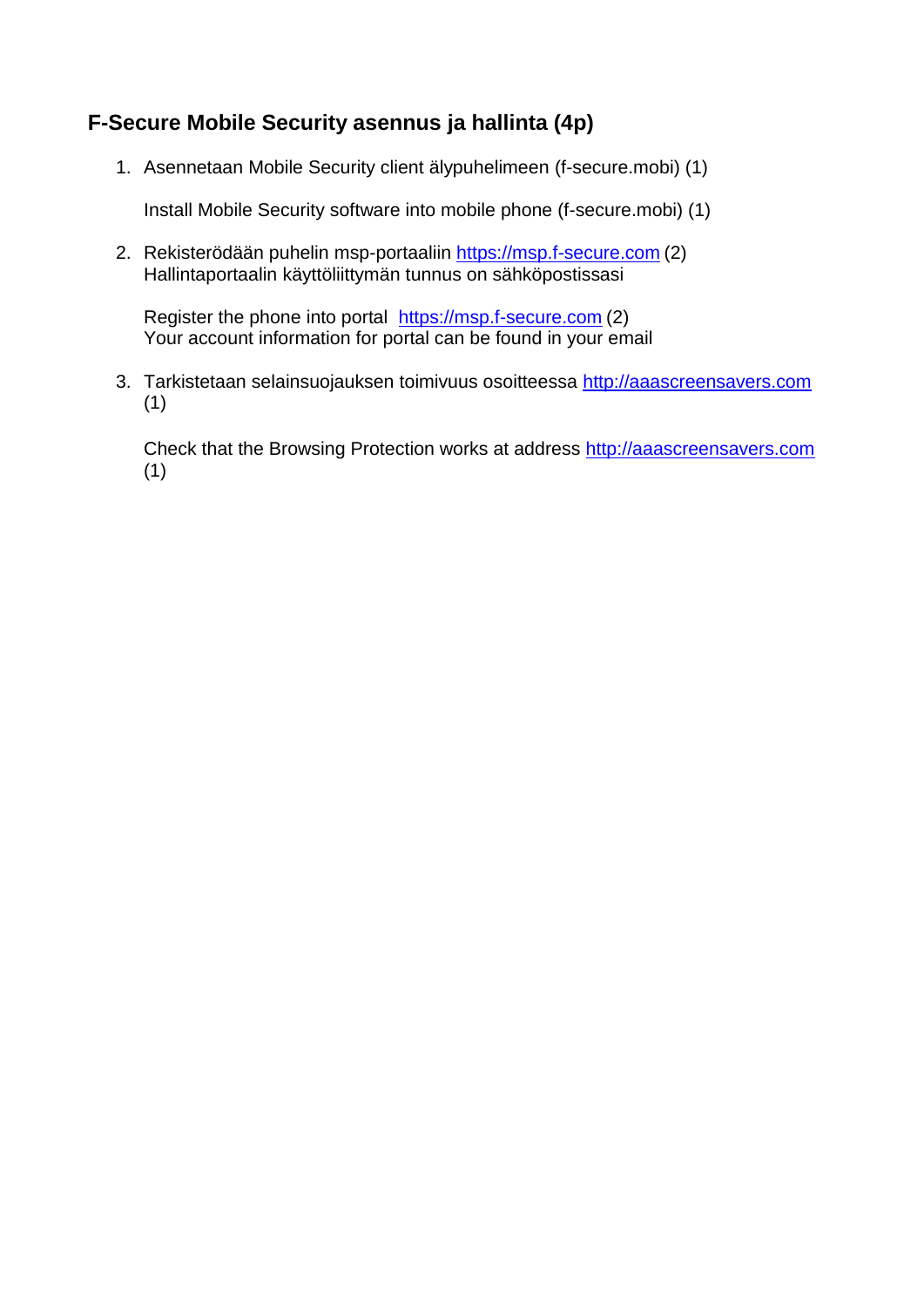## F-Secure Mobile Security asennus ja hallinta (4p)

1. Asennetaan Mobile Security client älypuhelimeen (f-secure.mobi) (1)

   Install Mobile Security software into mobile phone (f-secure.mobi) (1)

2. Rekisterödään puhelin msp-portaaliin https://msp.f-secure.com (2)
   Hallintaportaalin käyttöliittymän tunnus on sähköpostissasi

   Register the phone into portal https://msp.f-secure.com (2)
   Your account information for portal can be found in your email

3. Tarkistetaan selainsuojauksen toimivuus osoitteessa http://aaascreensavers.com (1)

   Check that the Browsing Protection works at address http://aaascreensavers.com (1)